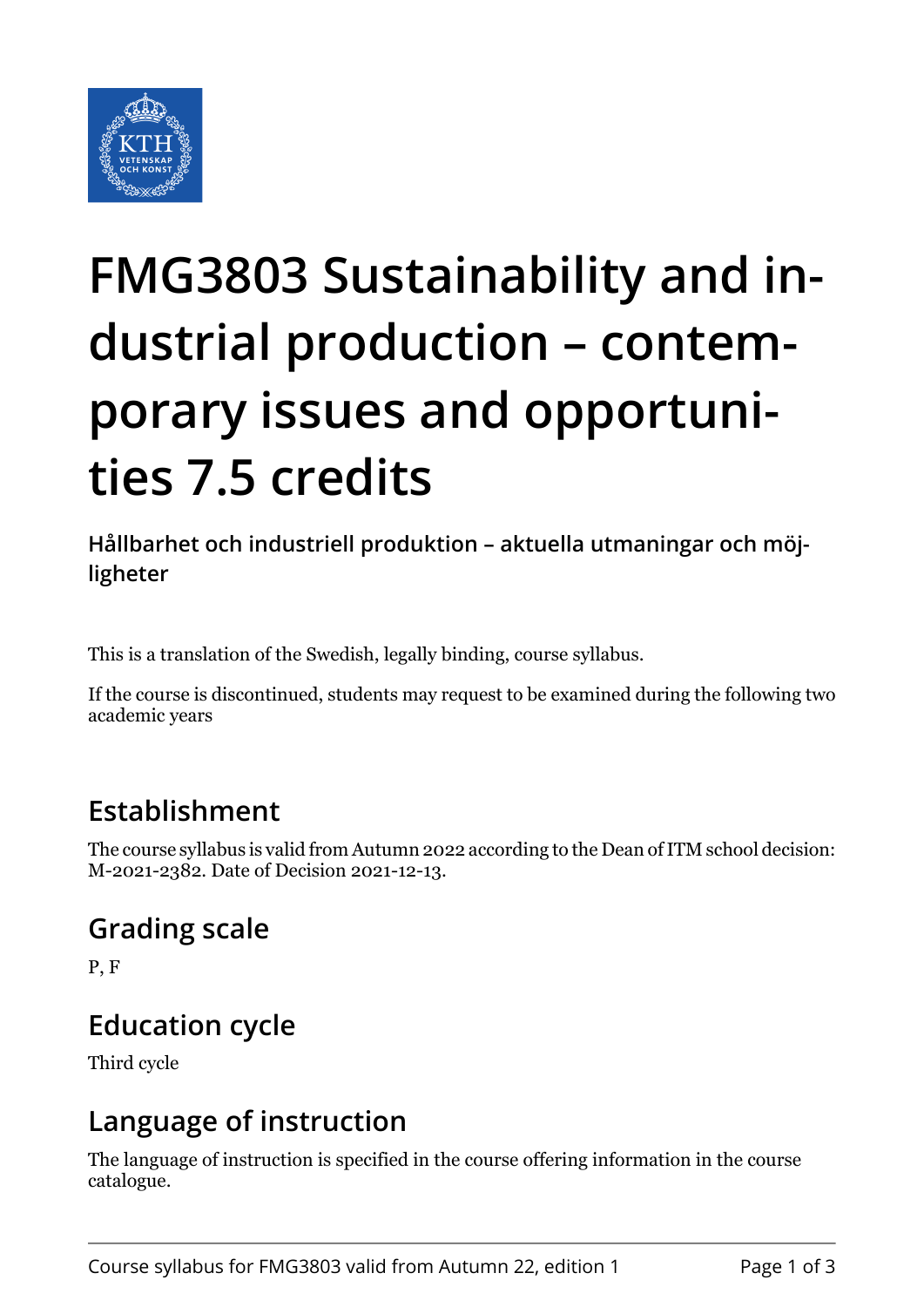# FMG3803 Sustainability and industrial production – contemporary issues and opportunities 7.5 credits

**Hållbarhet och industriell produktion – aktuella utmaningar och möjligheter**

This is a translation of the Swedish, legally binding, course syllabus.

If the course is discontinued, students may request to be examined during the following two academic years

## Establishment

The course syllabus is valid from Autumn 2022 according to the Dean of ITM school decision: M-2021-2382. Date of Decision 2021-12-13.

## Grading scale

P, F

## Education cycle

Third cycle

## Language of instruction

The language of instruction is specified in the course offering information in the course catalogue.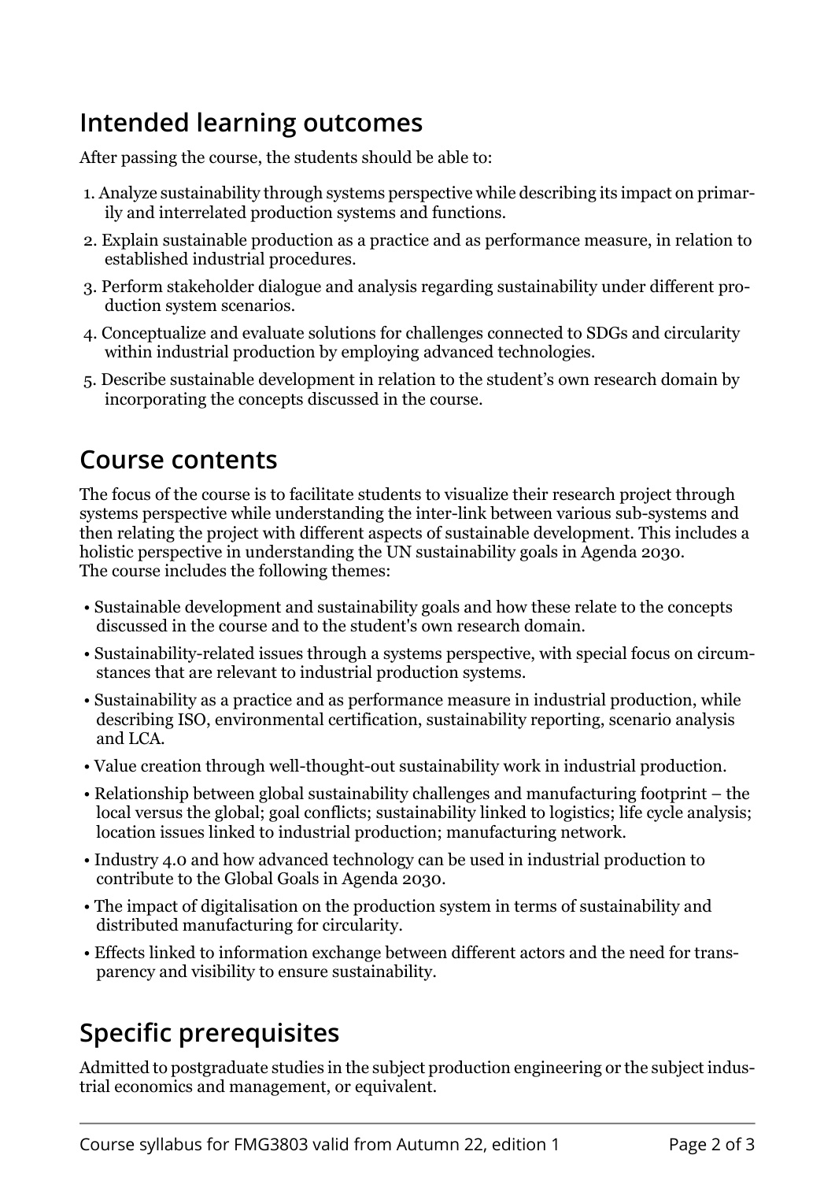## Intended learning outcomes

After passing the course, the students should be able to:

1. Analyze sustainability through systems perspective while describing its impact on primarily and interrelated production systems and functions.
2. Explain sustainable production as a practice and as performance measure, in relation to established industrial procedures.
3. Perform stakeholder dialogue and analysis regarding sustainability under different production system scenarios.
4. Conceptualize and evaluate solutions for challenges connected to SDGs and circularity within industrial production by employing advanced technologies.
5. Describe sustainable development in relation to the student's own research domain by incorporating the concepts discussed in the course.

## Course contents

The focus of the course is to facilitate students to visualize their research project through systems perspective while understanding the inter-link between various sub-systems and then relating the project with different aspects of sustainable development. This includes a holistic perspective in understanding the UN sustainability goals in Agenda 2030.
The course includes the following themes:

- Sustainable development and sustainability goals and how these relate to the concepts discussed in the course and to the student's own research domain.
- Sustainability-related issues through a systems perspective, with special focus on circumstances that are relevant to industrial production systems.
- Sustainability as a practice and as performance measure in industrial production, while describing ISO, environmental certification, sustainability reporting, scenario analysis and LCA.
- Value creation through well-thought-out sustainability work in industrial production.
- Relationship between global sustainability challenges and manufacturing footprint – the local versus the global; goal conflicts; sustainability linked to logistics; life cycle analysis; location issues linked to industrial production; manufacturing network.
- Industry 4.0 and how advanced technology can be used in industrial production to contribute to the Global Goals in Agenda 2030.
- The impact of digitalisation on the production system in terms of sustainability and distributed manufacturing for circularity.
- Effects linked to information exchange between different actors and the need for transparency and visibility to ensure sustainability.

## Specific prerequisites

Admitted to postgraduate studies in the subject production engineering or the subject industrial economics and management, or equivalent.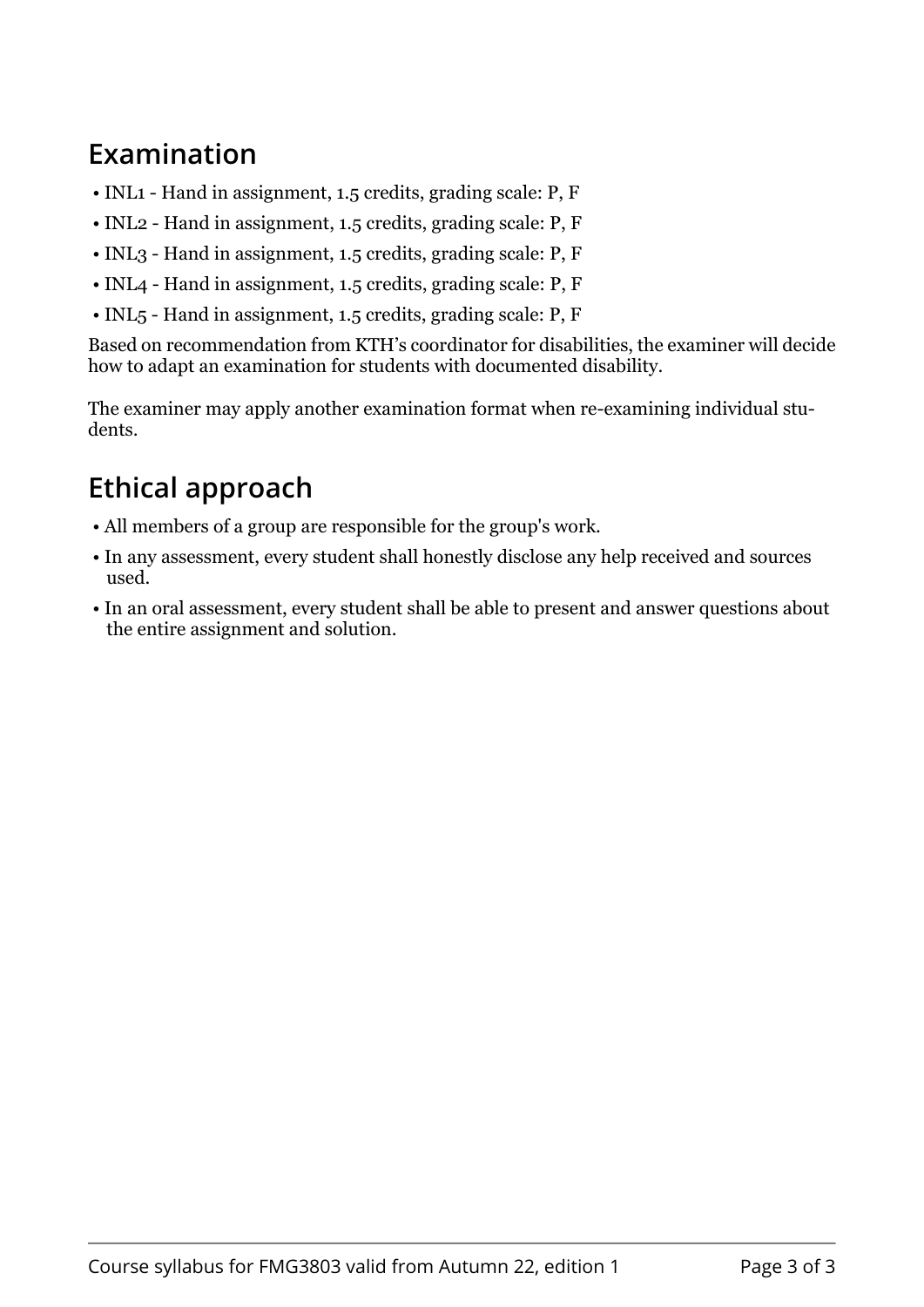## Examination

- INL1 - Hand in assignment, 1.5 credits, grading scale: P, F
- INL2 - Hand in assignment, 1.5 credits, grading scale: P, F
- INL3 - Hand in assignment, 1.5 credits, grading scale: P, F
- INL4 - Hand in assignment, 1.5 credits, grading scale: P, F
- INL5 - Hand in assignment, 1.5 credits, grading scale: P, F

Based on recommendation from KTH's coordinator for disabilities, the examiner will decide how to adapt an examination for students with documented disability.

The examiner may apply another examination format when re-examining individual students.

## Ethical approach

- All members of a group are responsible for the group's work.
- In any assessment, every student shall honestly disclose any help received and sources used.
- In an oral assessment, every student shall be able to present and answer questions about the entire assignment and solution.